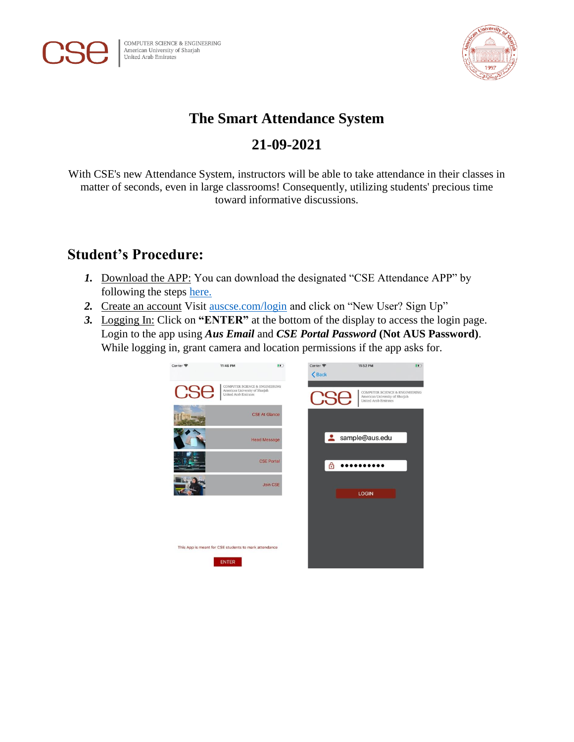# The Smart Attendance System

## 21-09-2021

With CSE's new Attendance System, instructors will be able to take attendance in their classes in matter of seconds, even in large classrooms! Consequently, utilizing students' precious time toward informative discussions.

## Student's Procedure:

1. Download the APP: You can download the designated "CSE Attendance APP" by following the steps here.
2. Create an account Visit auscse.com/login and click on "New User? Sign Up"
3. Logging In: Click on **"ENTER"** at the bottom of the display to access the login page. Login to the app using ***Aus Email*** and ***CSE Portal Password*** **(Not AUS Password)**. While logging in, grant camera and location permissions if the app asks for.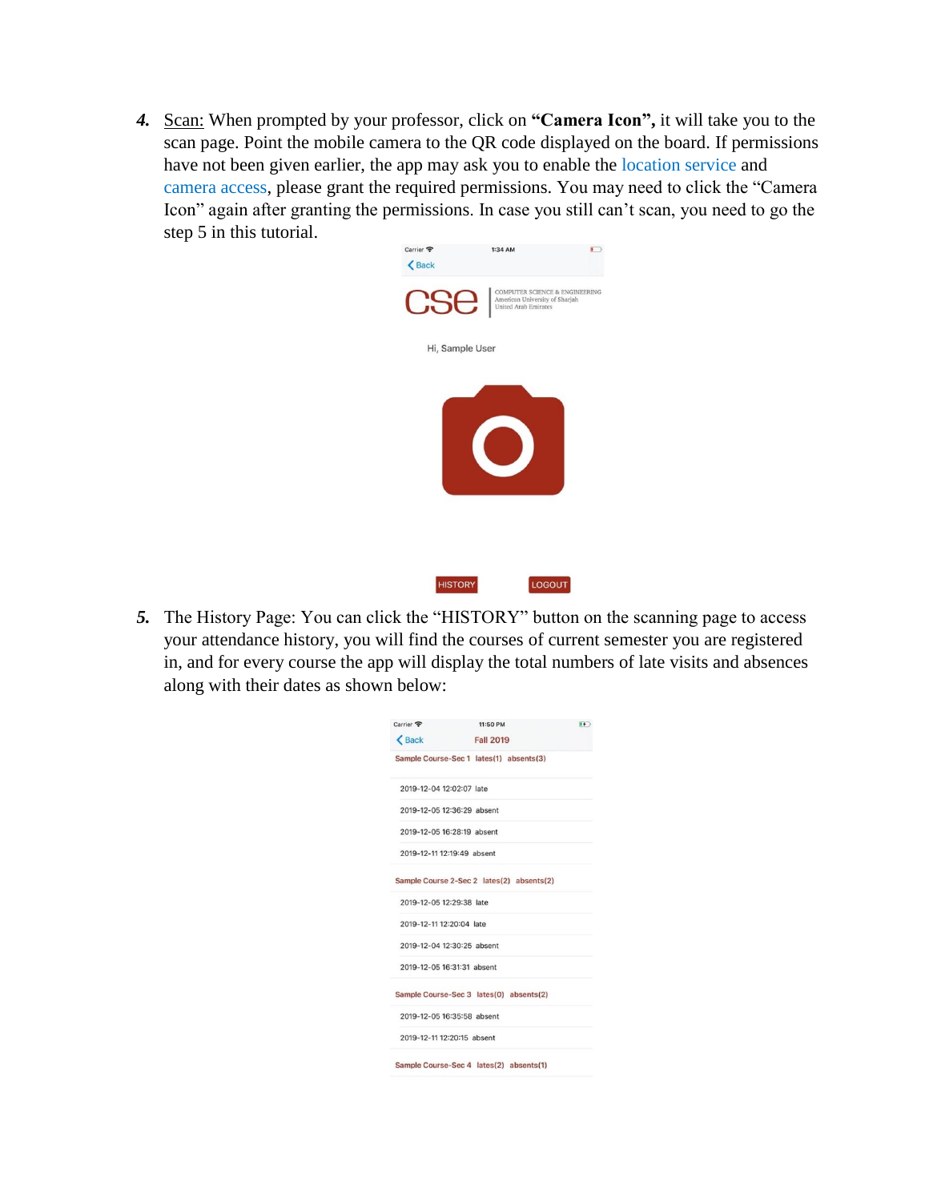4. <u>Scan:</u> When prompted by your professor, click on **"Camera Icon",** it will take you to the scan page. Point the mobile camera to the QR code displayed on the board. If permissions have not been given earlier, the app may ask you to enable the location service and camera access, please grant the required permissions. You may need to click the "Camera Icon" again after granting the permissions. In case you still can't scan, you need to go the step 5 in this tutorial.

5. The History Page: You can click the "HISTORY" button on the scanning page to access your attendance history, you will find the courses of current semester you are registered in, and for every course the app will display the total numbers of late visits and absences along with their dates as shown below: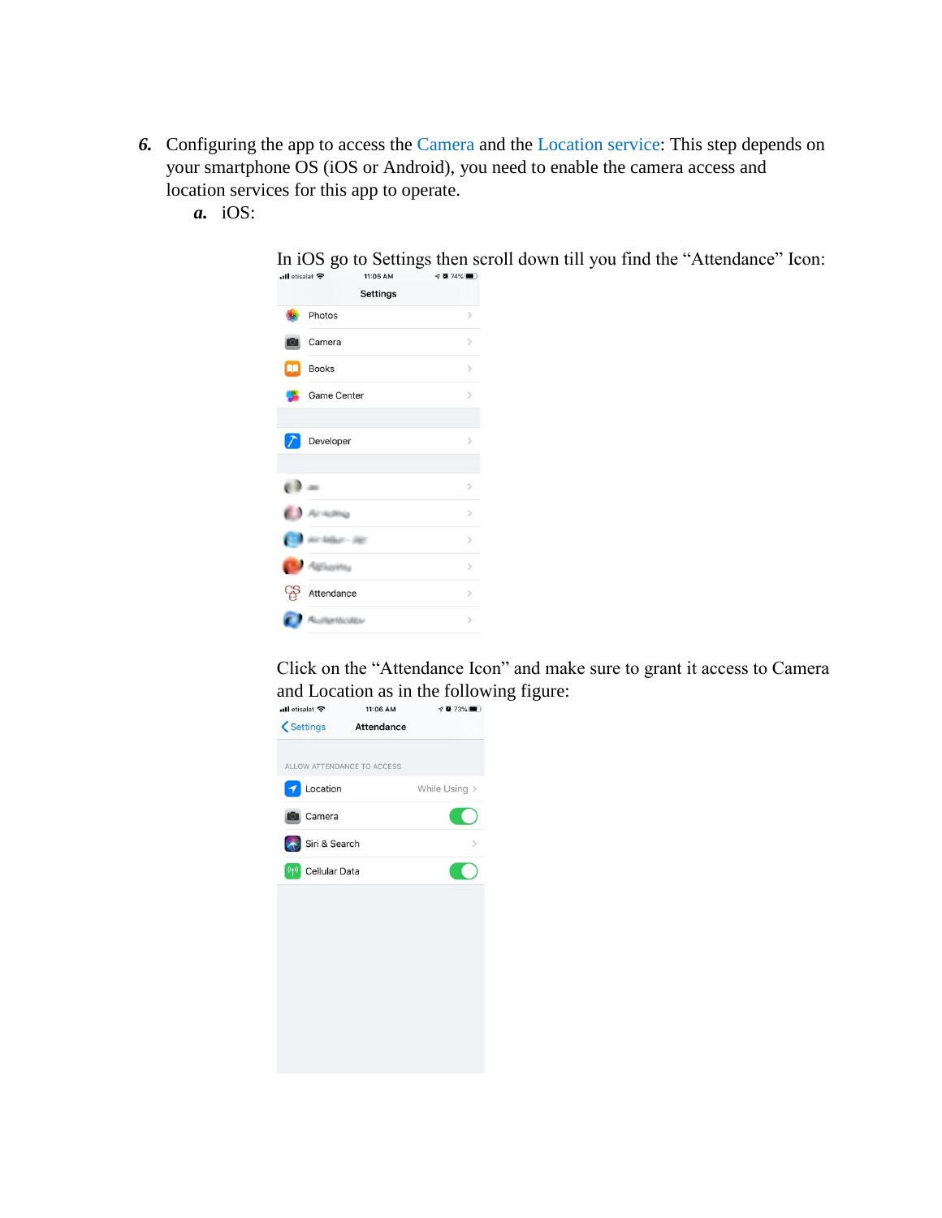6. Configuring the app to access the Camera and the Location service: This step depends on your smartphone OS (iOS or Android), you need to enable the camera access and location services for this app to operate.

   *a.* iOS:

   In iOS go to Settings then scroll down till you find the "Attendance" Icon:

   Click on the "Attendance Icon" and make sure to grant it access to Camera and Location as in the following figure: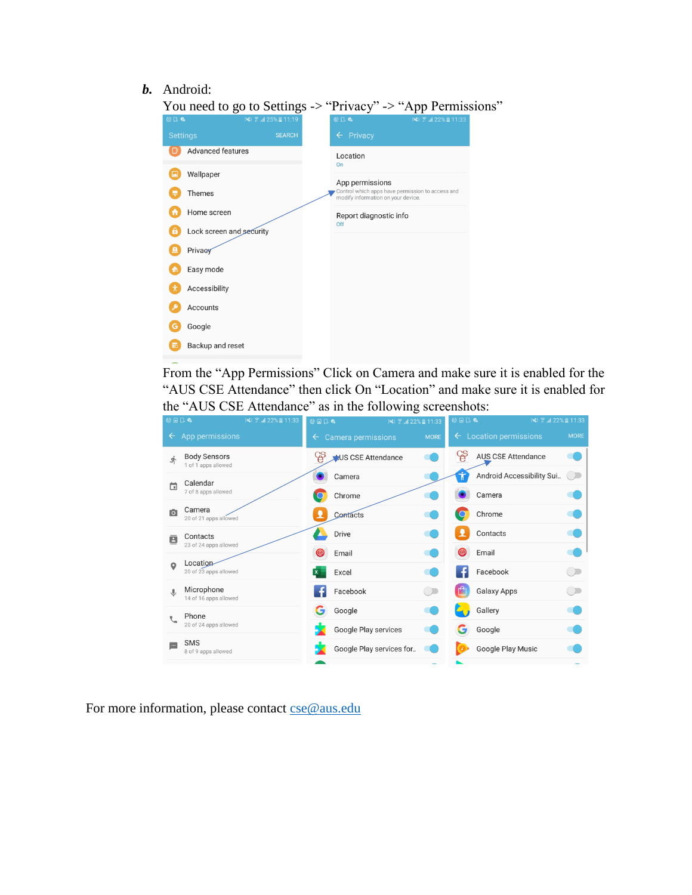***b.*** Android:

You need to go to Settings -> "Privacy" -> "App Permissions"

From the "App Permissions" Click on Camera and make sure it is enabled for the "AUS CSE Attendance" then click On "Location" and make sure it is enabled for the "AUS CSE Attendance" as in the following screenshots:

For more information, please contact cse@aus.edu